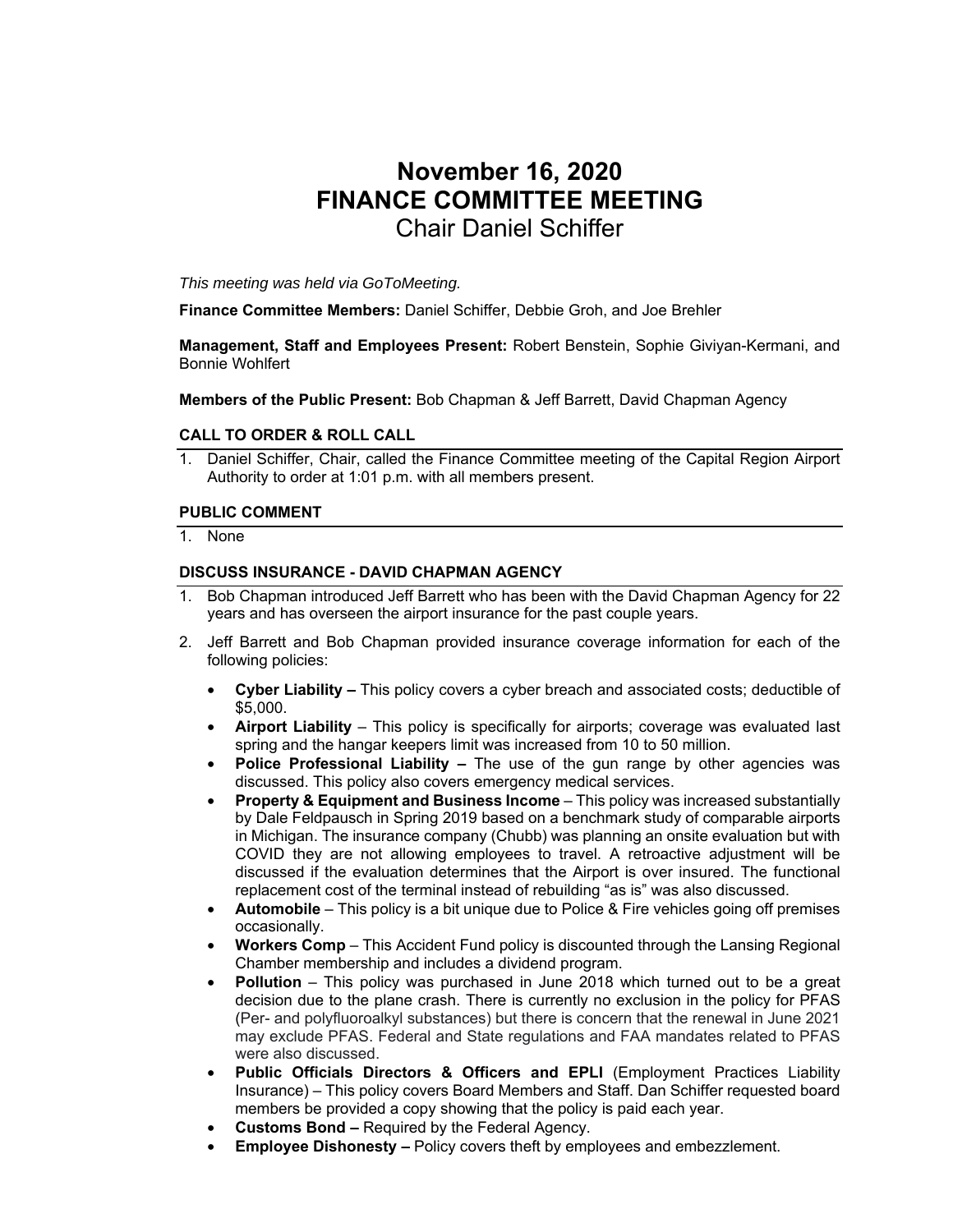# November 16, 2020
# FINANCE COMMITTEE MEETING
## Chair Daniel Schiffer

*This meeting was held via GoToMeeting.*

**Finance Committee Members:** Daniel Schiffer, Debbie Groh, and Joe Brehler

**Management, Staff and Employees Present:** Robert Benstein, Sophie Giviyan-Kermani, and Bonnie Wohlfert

**Members of the Public Present:** Bob Chapman & Jeff Barrett, David Chapman Agency

### CALL TO ORDER & ROLL CALL

1. Daniel Schiffer, Chair, called the Finance Committee meeting of the Capital Region Airport Authority to order at 1:01 p.m. with all members present.

### PUBLIC COMMENT

1. None

### DISCUSS INSURANCE - DAVID CHAPMAN AGENCY

1. Bob Chapman introduced Jeff Barrett who has been with the David Chapman Agency for 22 years and has overseen the airport insurance for the past couple years.
2. Jeff Barrett and Bob Chapman provided insurance coverage information for each of the following policies:
   - **Cyber Liability –** This policy covers a cyber breach and associated costs; deductible of $5,000.
   - **Airport Liability** – This policy is specifically for airports; coverage was evaluated last spring and the hangar keepers limit was increased from 10 to 50 million.
   - **Police Professional Liability –** The use of the gun range by other agencies was discussed. This policy also covers emergency medical services.
   - **Property & Equipment and Business Income** – This policy was increased substantially by Dale Feldpausch in Spring 2019 based on a benchmark study of comparable airports in Michigan. The insurance company (Chubb) was planning an onsite evaluation but with COVID they are not allowing employees to travel. A retroactive adjustment will be discussed if the evaluation determines that the Airport is over insured. The functional replacement cost of the terminal instead of rebuilding "as is" was also discussed.
   - **Automobile** – This policy is a bit unique due to Police & Fire vehicles going off premises occasionally.
   - **Workers Comp** – This Accident Fund policy is discounted through the Lansing Regional Chamber membership and includes a dividend program.
   - **Pollution** – This policy was purchased in June 2018 which turned out to be a great decision due to the plane crash. There is currently no exclusion in the policy for PFAS (Per- and polyfluoroalkyl substances) but there is concern that the renewal in June 2021 may exclude PFAS. Federal and State regulations and FAA mandates related to PFAS were also discussed.
   - **Public Officials Directors & Officers and EPLI** (Employment Practices Liability Insurance) – This policy covers Board Members and Staff. Dan Schiffer requested board members be provided a copy showing that the policy is paid each year.
   - **Customs Bond –** Required by the Federal Agency.
   - **Employee Dishonesty –** Policy covers theft by employees and embezzlement.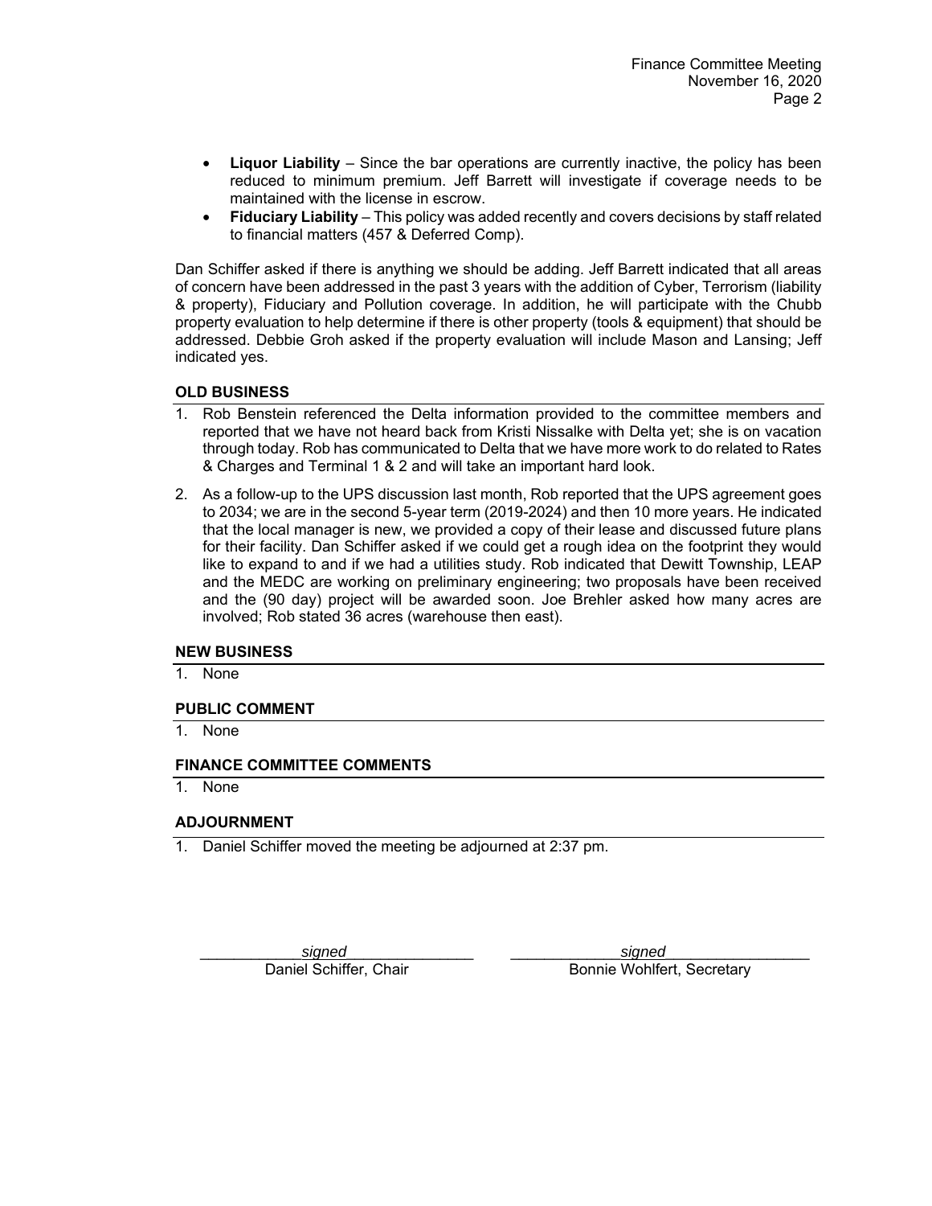- **Liquor Liability** – Since the bar operations are currently inactive, the policy has been reduced to minimum premium. Jeff Barrett will investigate if coverage needs to be maintained with the license in escrow.
- **Fiduciary Liability** – This policy was added recently and covers decisions by staff related to financial matters (457 & Deferred Comp).

Dan Schiffer asked if there is anything we should be adding. Jeff Barrett indicated that all areas of concern have been addressed in the past 3 years with the addition of Cyber, Terrorism (liability & property), Fiduciary and Pollution coverage. In addition, he will participate with the Chubb property evaluation to help determine if there is other property (tools & equipment) that should be addressed. Debbie Groh asked if the property evaluation will include Mason and Lansing; Jeff indicated yes.

**OLD BUSINESS**

1. Rob Benstein referenced the Delta information provided to the committee members and reported that we have not heard back from Kristi Nissalke with Delta yet; she is on vacation through today. Rob has communicated to Delta that we have more work to do related to Rates & Charges and Terminal 1 & 2 and will take an important hard look.
2. As a follow-up to the UPS discussion last month, Rob reported that the UPS agreement goes to 2034; we are in the second 5-year term (2019-2024) and then 10 more years. He indicated that the local manager is new, we provided a copy of their lease and discussed future plans for their facility. Dan Schiffer asked if we could get a rough idea on the footprint they would like to expand to and if we had a utilities study. Rob indicated that Dewitt Township, LEAP and the MEDC are working on preliminary engineering; two proposals have been received and the (90 day) project will be awarded soon. Joe Brehler asked how many acres are involved; Rob stated 36 acres (warehouse then east).

**NEW BUSINESS**

1. None

**PUBLIC COMMENT**

1. None

**FINANCE COMMITTEE COMMENTS**

1. None

**ADJOURNMENT**

1. Daniel Schiffer moved the meeting be adjourned at 2:37 pm.

*signed*
Daniel Schiffer, Chair

*signed*
Bonnie Wohlfert, Secretary